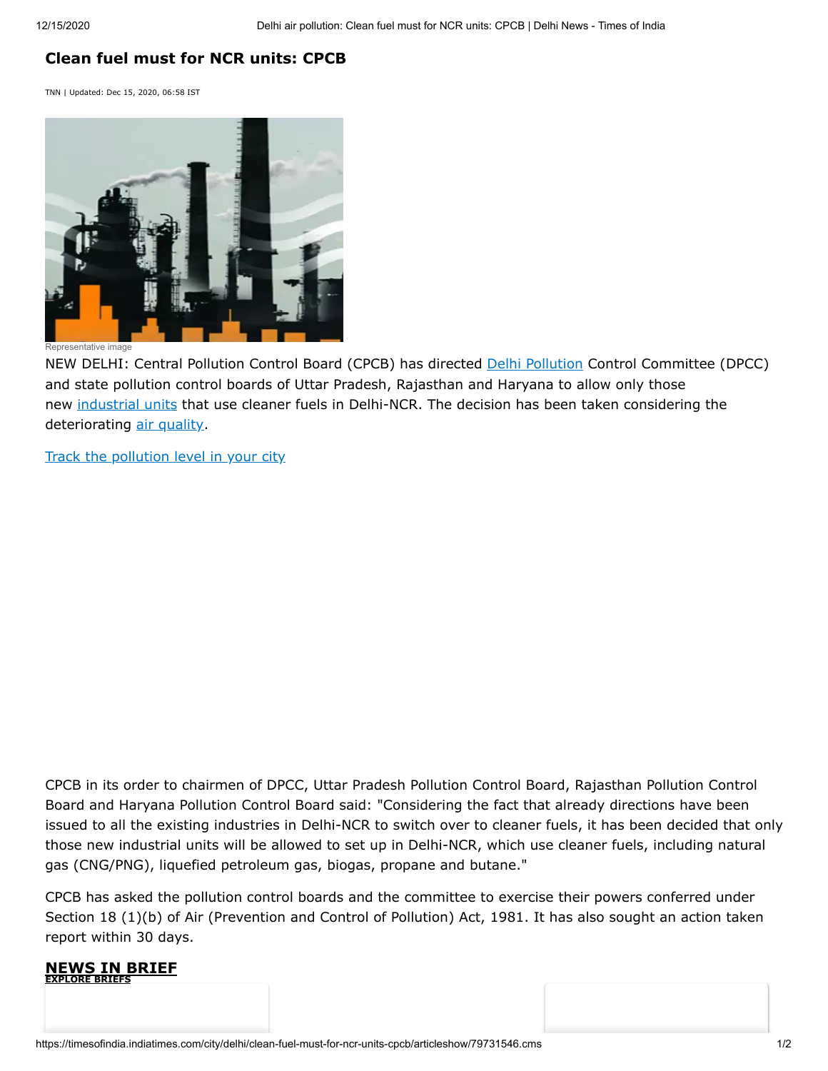# Clean fuel must for NCR units: CPCB

TNN | Updated: Dec 15, 2020, 06:58 IST

Representative image

NEW DELHI: Central Pollution Control Board (CPCB) has directed Delhi Pollution Control Committee (DPCC) and state pollution control boards of Uttar Pradesh, Rajasthan and Haryana to allow only those new industrial units that use cleaner fuels in Delhi-NCR. The decision has been taken considering the deteriorating air quality.

Track the pollution level in your city

CPCB in its order to chairmen of DPCC, Uttar Pradesh Pollution Control Board, Rajasthan Pollution Control Board and Haryana Pollution Control Board said: "Considering the fact that already directions have been issued to all the existing industries in Delhi-NCR to switch over to cleaner fuels, it has been decided that only those new industrial units will be allowed to set up in Delhi-NCR, which use cleaner fuels, including natural gas (CNG/PNG), liquefied petroleum gas, biogas, propane and butane."

CPCB has asked the pollution control boards and the committee to exercise their powers conferred under Section 18 (1)(b) of Air (Prevention and Control of Pollution) Act, 1981. It has also sought an action taken report within 30 days.

**NEWS IN BRIEF**

**EXPLORE BRIEFS**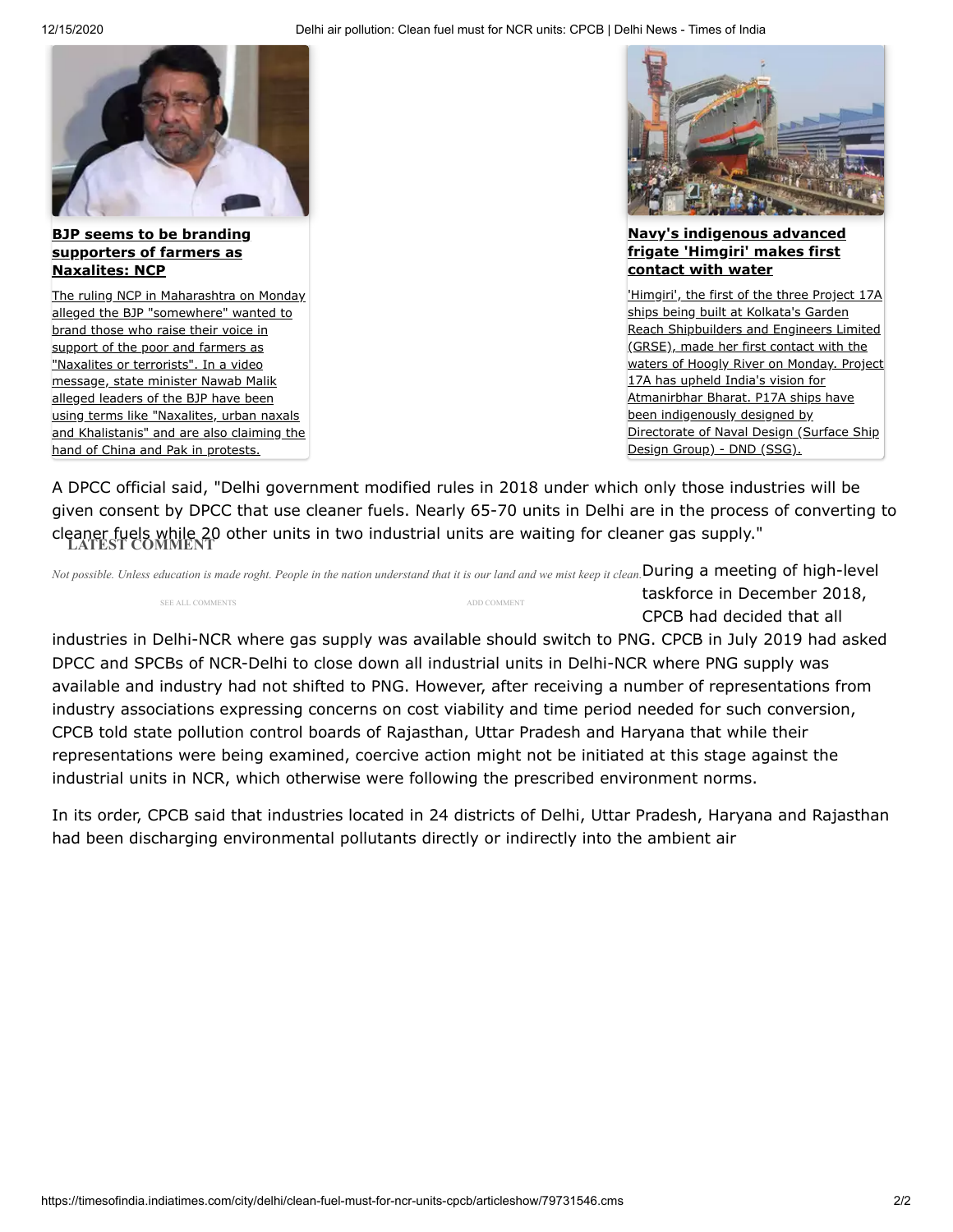**BJP seems to be branding supporters of farmers as Naxalites: NCP**

The ruling NCP in Maharashtra on Monday alleged the BJP "somewhere" wanted to brand those who raise their voice in support of the poor and farmers as "Naxalites or terrorists". In a video message, state minister Nawab Malik alleged leaders of the BJP have been using terms like "Naxalites, urban naxals and Khalistanis" and are also claiming the hand of China and Pak in protests.

**Navy's indigenous advanced frigate 'Himgiri' makes first contact with water**

'Himgiri', the first of the three Project 17A ships being built at Kolkata's Garden Reach Shipbuilders and Engineers Limited (GRSE), made her first contact with the waters of Hoogly River on Monday. Project 17A has upheld India's vision for Atmanirbhar Bharat. P17A ships have been indigenously designed by Directorate of Naval Design (Surface Ship Design Group) - DND (SSG).

A DPCC official said, "Delhi government modified rules in 2018 under which only those industries will be given consent by DPCC that use cleaner fuels. Nearly 65-70 units in Delhi are in the process of converting to cleaner fuels while 20 other units in two industrial units are waiting for cleaner gas supply."

LATEST COMMENT

*Not possible. Unless education is made roght. People in the nation understand that it is our land and we mist keep it clean.*

SEE ALL COMMENTS

ADD COMMENT

During a meeting of high-level taskforce in December 2018, CPCB had decided that all industries in Delhi-NCR where gas supply was available should switch to PNG. CPCB in July 2019 had asked DPCC and SPCBs of NCR-Delhi to close down all industrial units in Delhi-NCR where PNG supply was available and industry had not shifted to PNG. However, after receiving a number of representations from industry associations expressing concerns on cost viability and time period needed for such conversion, CPCB told state pollution control boards of Rajasthan, Uttar Pradesh and Haryana that while their representations were being examined, coercive action might not be initiated at this stage against the industrial units in NCR, which otherwise were following the prescribed environment norms.

In its order, CPCB said that industries located in 24 districts of Delhi, Uttar Pradesh, Haryana and Rajasthan had been discharging environmental pollutants directly or indirectly into the ambient air